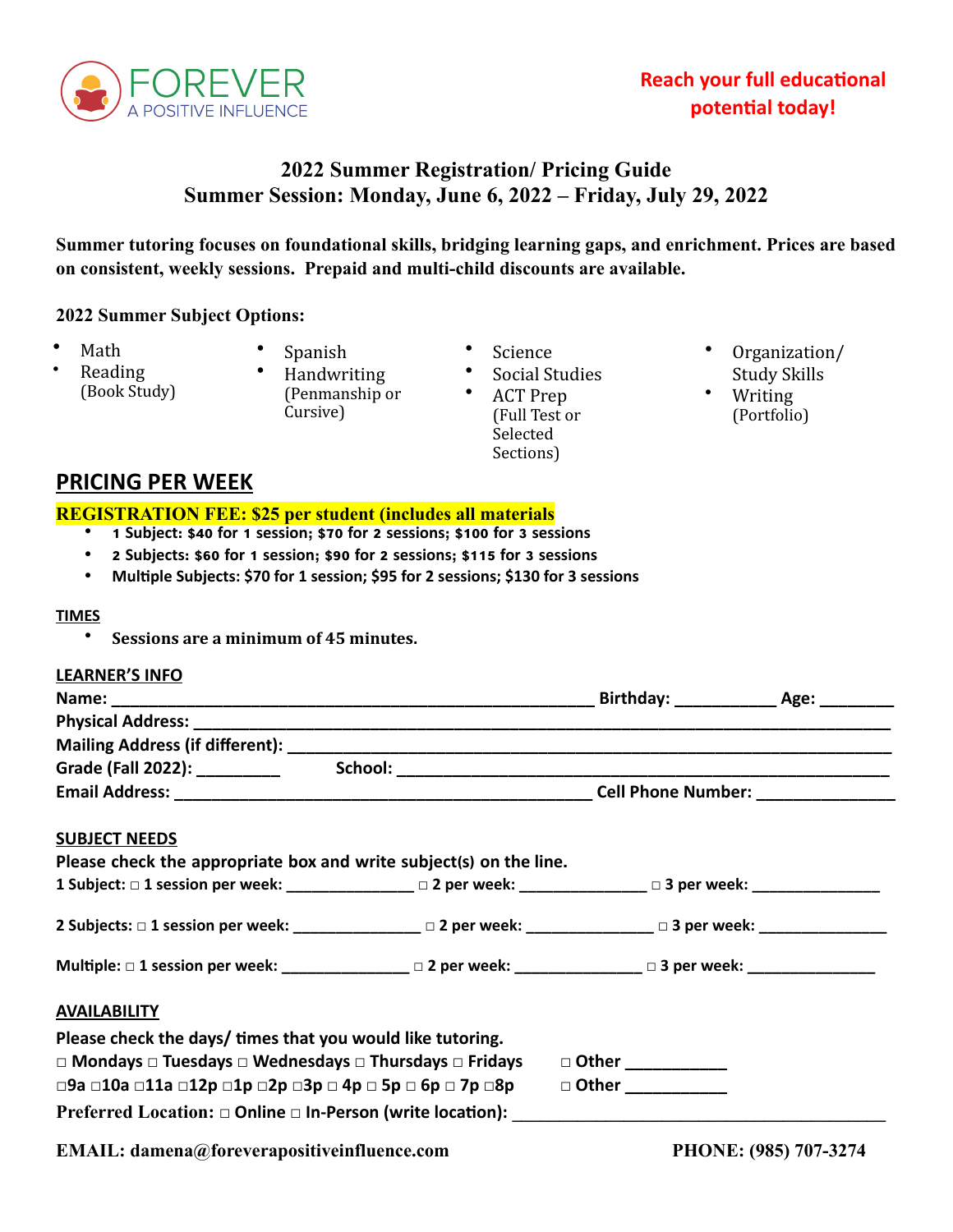FOREVER
A POSITIVE INFLUENCE

**Reach your full educational potential today!**

## 2022 Summer Registration/ Pricing Guide
## Summer Session: Monday, June 6, 2022 – Friday, July 29, 2022

**Summer tutoring focuses on foundational skills, bridging learning gaps, and enrichment. Prices are based on consistent, weekly sessions. Prepaid and multi-child discounts are available.**

**2022 Summer Subject Options:**

- Math
- Reading (Book Study)
- Spanish
- Handwriting (Penmanship or Cursive)
- Science
- Social Studies
- ACT Prep (Full Test or Selected Sections)
- Organization/ Study Skills
- Writing (Portfolio)

## PRICING PER WEEK

**REGISTRATION FEE: $25 per student (includes all materials**

- **1 Subject: $40 for 1 session; $70 for 2 sessions; $100 for 3 sessions**
- **2 Subjects: $60 for 1 session; $90 for 2 sessions; $115 for 3 sessions**
- **Multiple Subjects: $70 for 1 session; $95 for 2 sessions; $130 for 3 sessions**

**TIMES**

- **Sessions are a minimum of 45 minutes.**

**LEARNER'S INFO**

**Name:** ______________________________ **Birthday:** ___________ **Age:** ________

**Physical Address:** ______________________________________________

**Mailing Address (if different):** ______________________________________________

**Grade (Fall 2022):** _________ **School:** ______________________________________________

**Email Address:** ______________________________ **Cell Phone Number:** _______________

**SUBJECT NEEDS**

**Please check the appropriate box and write subject(s) on the line.**

**1 Subject:** □ **1 session per week:** _______________ □ **2 per week:** _______________ □ **3 per week:** _______________

**2 Subjects:** □ **1 session per week:** _______________ □ **2 per week:** _______________ □ **3 per week:** _______________

**Multiple:** □ **1 session per week:** _______________ □ **2 per week:** _______________ □ **3 per week:** _______________

**AVAILABILITY**

**Please check the days/ times that you would like tutoring.**

□ **Mondays** □ **Tuesdays** □ **Wednesdays** □ **Thursdays** □ **Fridays** □ **Other** ___________

□**9a** □**10a** □**11a** □**12p** □**1p** □**2p** □**3p** □ **4p** □ **5p** □ **6p** □ **7p** □**8p** □ **Other** ___________

**Preferred Location:** □ **Online** □ **In-Person (write location):** ______________________________

**EMAIL: damena@foreverapositiveinfluence.com** **PHONE: (985) 707-3274**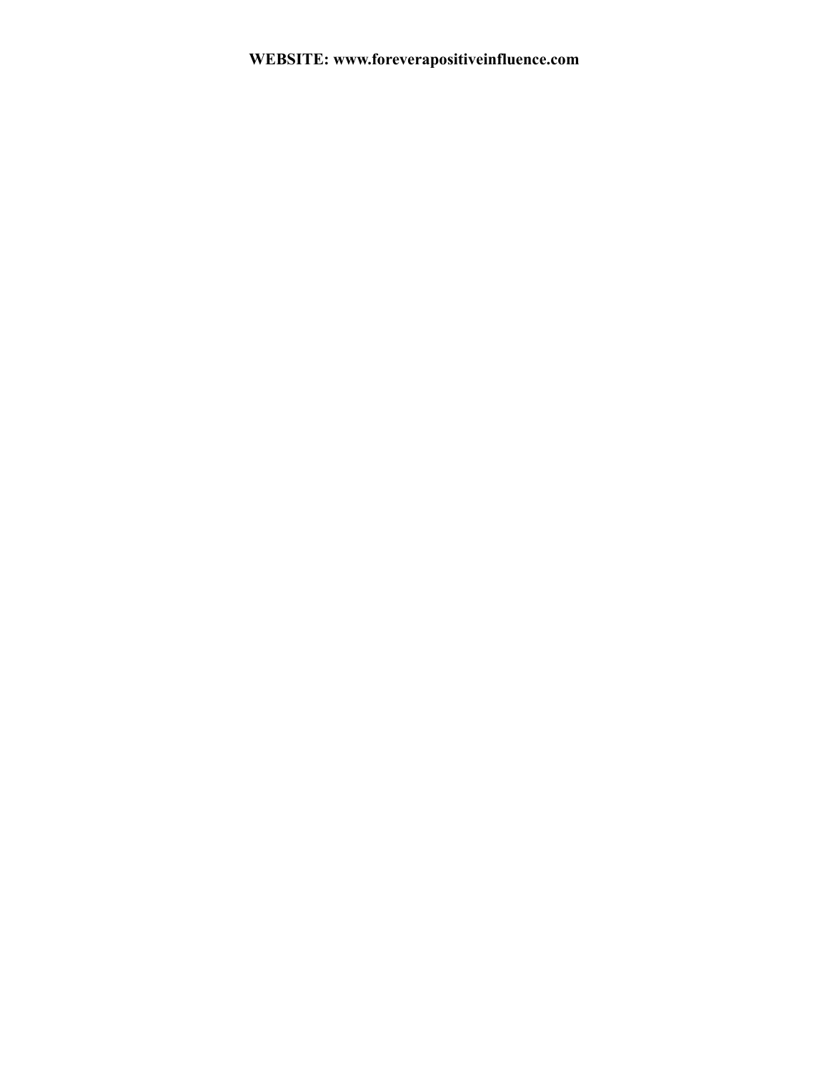**WEBSITE: www.foreverapositiveinfluence.com**